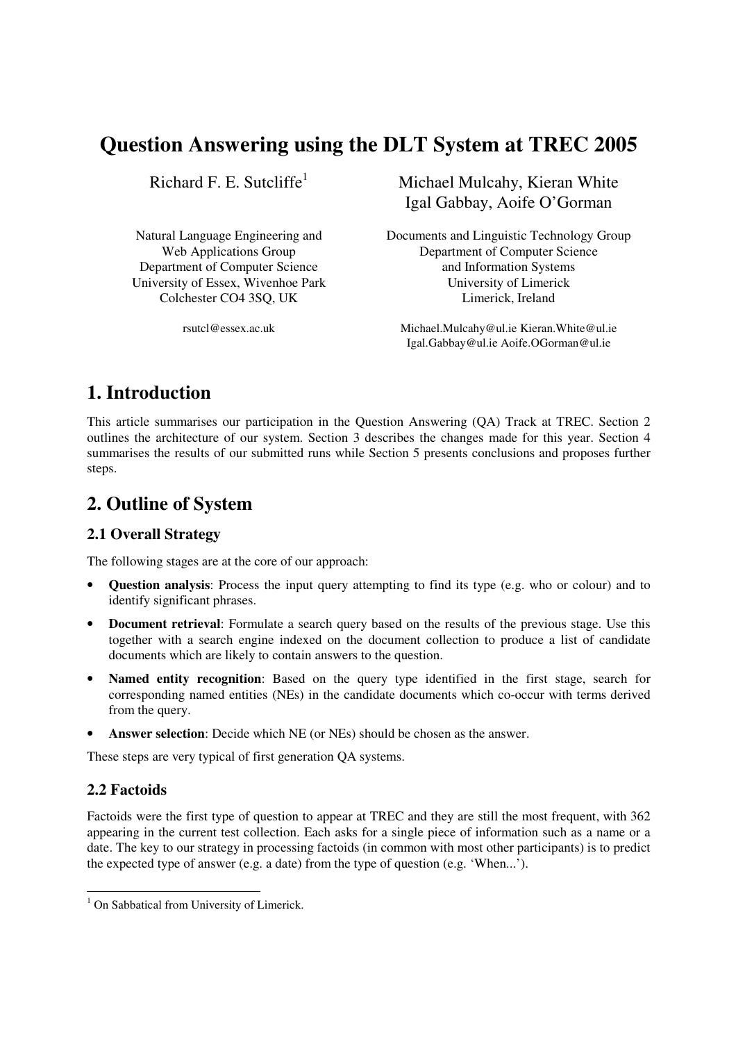# Question Answering using the DLT System at TREC 2005

Richard F. E. Sutcliffe[1]

Natural Language Engineering and
Web Applications Group
Department of Computer Science
University of Essex, Wivenhoe Park
Colchester CO4 3SQ, UK

rsutcl@essex.ac.uk

Michael Mulcahy, Kieran White
Igal Gabbay, Aoife O'Gorman

Documents and Linguistic Technology Group
Department of Computer Science
and Information Systems
University of Limerick
Limerick, Ireland

Michael.Mulcahy@ul.ie Kieran.White@ul.ie
Igal.Gabbay@ul.ie Aoife.OGorman@ul.ie

## 1. Introduction

This article summarises our participation in the Question Answering (QA) Track at TREC. Section 2 outlines the architecture of our system. Section 3 describes the changes made for this year. Section 4 summarises the results of our submitted runs while Section 5 presents conclusions and proposes further steps.

## 2. Outline of System

### 2.1 Overall Strategy

The following stages are at the core of our approach:

- **Question analysis**: Process the input query attempting to find its type (e.g. who or colour) and to identify significant phrases.
- **Document retrieval**: Formulate a search query based on the results of the previous stage. Use this together with a search engine indexed on the document collection to produce a list of candidate documents which are likely to contain answers to the question.
- **Named entity recognition**: Based on the query type identified in the first stage, search for corresponding named entities (NEs) in the candidate documents which co-occur with terms derived from the query.
- **Answer selection**: Decide which NE (or NEs) should be chosen as the answer.

These steps are very typical of first generation QA systems.

### 2.2 Factoids

Factoids were the first type of question to appear at TREC and they are still the most frequent, with 362 appearing in the current test collection. Each asks for a single piece of information such as a name or a date. The key to our strategy in processing factoids (in common with most other participants) is to predict the expected type of answer (e.g. a date) from the type of question (e.g. 'When...').

[1] On Sabbatical from University of Limerick.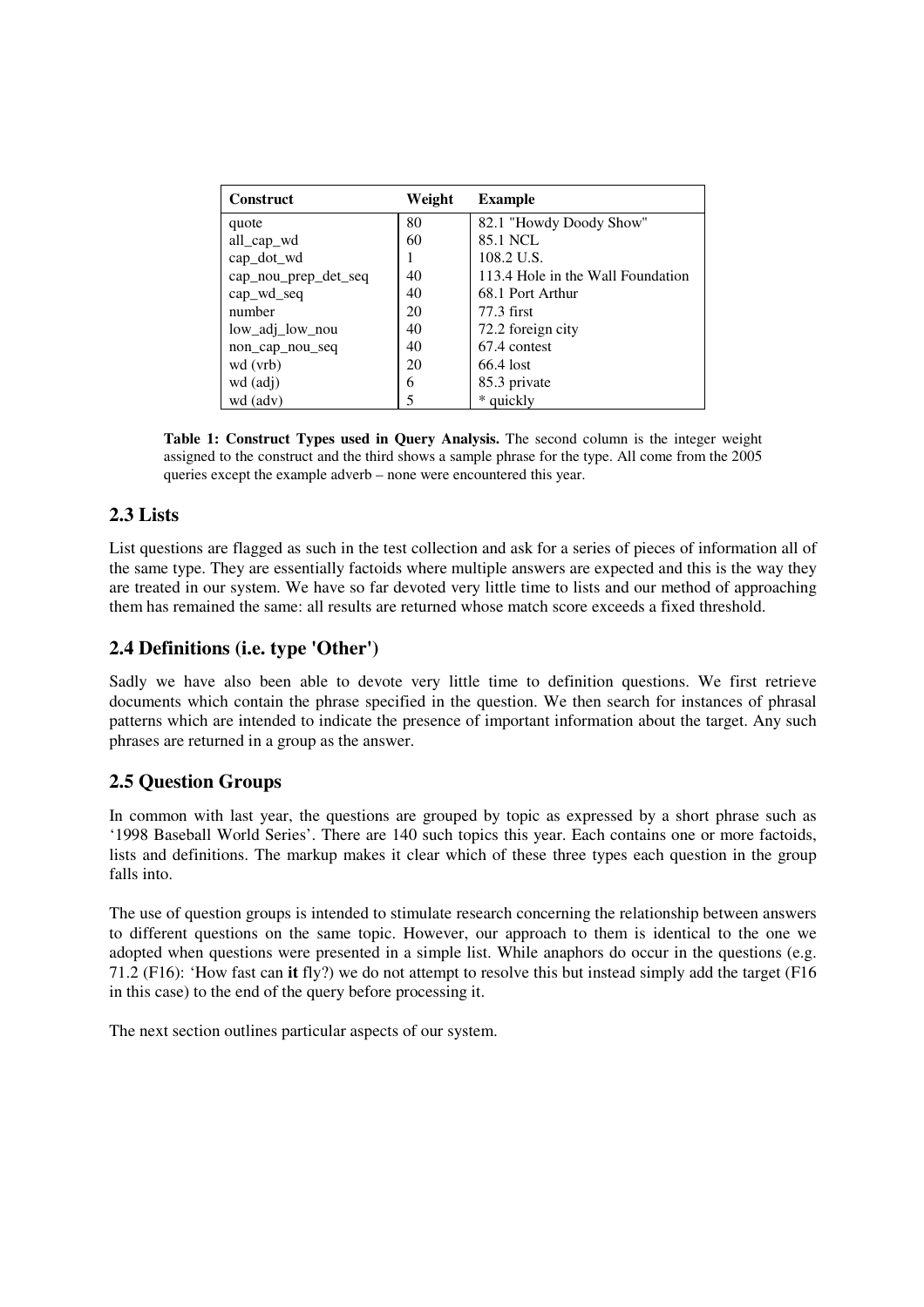| Construct | Weight | Example |
|---|---|---|
| quote | 80 | 82.1 "Howdy Doody Show" |
| all_cap_wd | 60 | 85.1 NCL |
| cap_dot_wd | 1 | 108.2 U.S. |
| cap_nou_prep_det_seq | 40 | 113.4 Hole in the Wall Foundation |
| cap_wd_seq | 40 | 68.1 Port Arthur |
| number | 20 | 77.3 first |
| low_adj_low_nou | 40 | 72.2 foreign city |
| non_cap_nou_seq | 40 | 67.4 contest |
| wd (vrb) | 20 | 66.4 lost |
| wd (adj) | 6 | 85.3 private |
| wd (adv) | 5 | * quickly |

**Table 1: Construct Types used in Query Analysis.** The second column is the integer weight assigned to the construct and the third shows a sample phrase for the type. All come from the 2005 queries except the example adverb – none were encountered this year.

## 2.3 Lists

List questions are flagged as such in the test collection and ask for a series of pieces of information all of the same type. They are essentially factoids where multiple answers are expected and this is the way they are treated in our system. We have so far devoted very little time to lists and our method of approaching them has remained the same: all results are returned whose match score exceeds a fixed threshold.

## 2.4 Definitions (i.e. type 'Other')

Sadly we have also been able to devote very little time to definition questions. We first retrieve documents which contain the phrase specified in the question. We then search for instances of phrasal patterns which are intended to indicate the presence of important information about the target. Any such phrases are returned in a group as the answer.

## 2.5 Question Groups

In common with last year, the questions are grouped by topic as expressed by a short phrase such as '1998 Baseball World Series'. There are 140 such topics this year. Each contains one or more factoids, lists and definitions. The markup makes it clear which of these three types each question in the group falls into.

The use of question groups is intended to stimulate research concerning the relationship between answers to different questions on the same topic. However, our approach to them is identical to the one we adopted when questions were presented in a simple list. While anaphors do occur in the questions (e.g. 71.2 (F16): 'How fast can **it** fly?) we do not attempt to resolve this but instead simply add the target (F16 in this case) to the end of the query before processing it.

The next section outlines particular aspects of our system.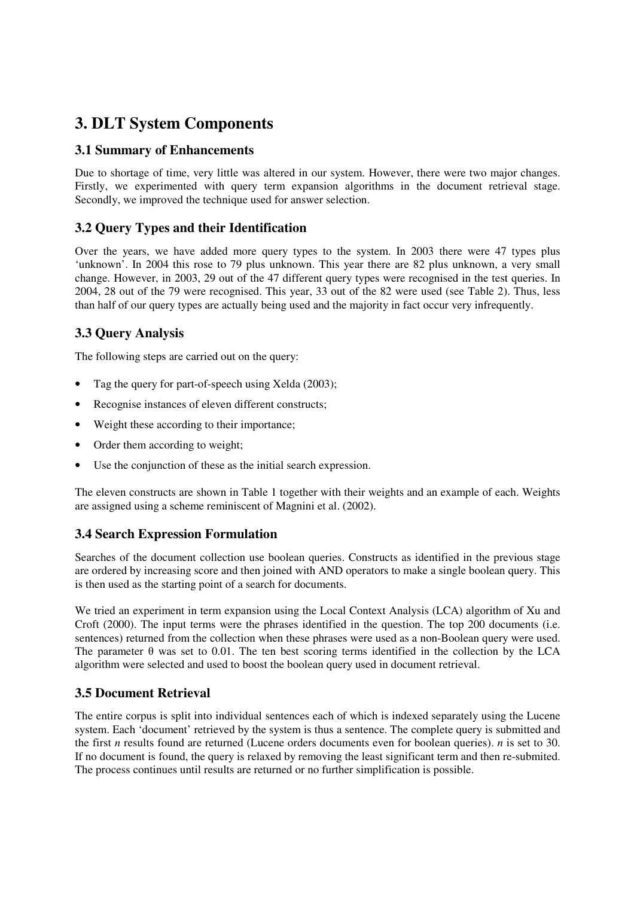# 3. DLT System Components

## 3.1 Summary of Enhancements

Due to shortage of time, very little was altered in our system. However, there were two major changes. Firstly, we experimented with query term expansion algorithms in the document retrieval stage. Secondly, we improved the technique used for answer selection.

## 3.2 Query Types and their Identification

Over the years, we have added more query types to the system. In 2003 there were 47 types plus 'unknown'. In 2004 this rose to 79 plus unknown. This year there are 82 plus unknown, a very small change. However, in 2003, 29 out of the 47 different query types were recognised in the test queries. In 2004, 28 out of the 79 were recognised. This year, 33 out of the 82 were used (see Table 2). Thus, less than half of our query types are actually being used and the majority in fact occur very infrequently.

## 3.3 Query Analysis

The following steps are carried out on the query:

- Tag the query for part-of-speech using Xelda (2003);
- Recognise instances of eleven different constructs;
- Weight these according to their importance;
- Order them according to weight;
- Use the conjunction of these as the initial search expression.

The eleven constructs are shown in Table 1 together with their weights and an example of each. Weights are assigned using a scheme reminiscent of Magnini et al. (2002).

## 3.4 Search Expression Formulation

Searches of the document collection use boolean queries. Constructs as identified in the previous stage are ordered by increasing score and then joined with AND operators to make a single boolean query. This is then used as the starting point of a search for documents.

We tried an experiment in term expansion using the Local Context Analysis (LCA) algorithm of Xu and Croft (2000). The input terms were the phrases identified in the question. The top 200 documents (i.e. sentences) returned from the collection when these phrases were used as a non-Boolean query were used. The parameter $\theta$ was set to 0.01. The ten best scoring terms identified in the collection by the LCA algorithm were selected and used to boost the boolean query used in document retrieval.

## 3.5 Document Retrieval

The entire corpus is split into individual sentences each of which is indexed separately using the Lucene system. Each 'document' retrieved by the system is thus a sentence. The complete query is submitted and the first $n$ results found are returned (Lucene orders documents even for boolean queries). $n$ is set to 30. If no document is found, the query is relaxed by removing the least significant term and then re-submited. The process continues until results are returned or no further simplification is possible.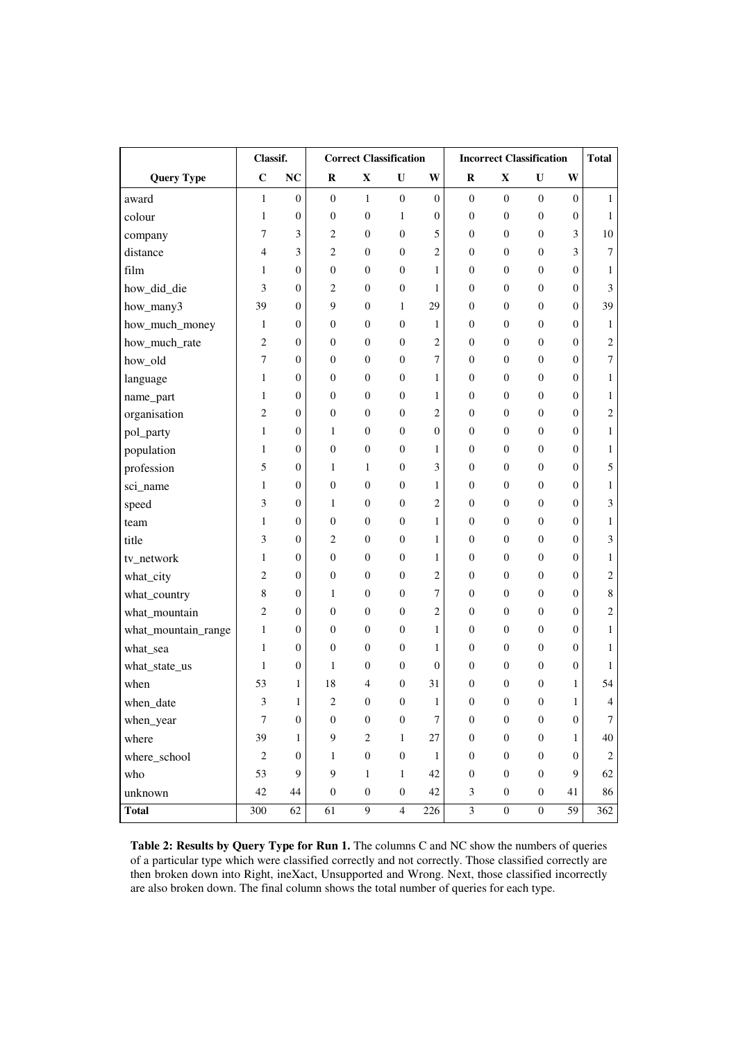| | Classif. | | Correct Classification | | | | Incorrect Classification | | | | Total |
|---|---|---|---|---|---|---|---|---|---|---|---|
| **Query Type** | **C** | **NC** | **R** | **X** | **U** | **W** | **R** | **X** | **U** | **W** | |
| award | 1 | 0 | 0 | 1 | 0 | 0 | 0 | 0 | 0 | 0 | 1 |
| colour | 1 | 0 | 0 | 0 | 1 | 0 | 0 | 0 | 0 | 0 | 1 |
| company | 7 | 3 | 2 | 0 | 0 | 5 | 0 | 0 | 0 | 3 | 10 |
| distance | 4 | 3 | 2 | 0 | 0 | 2 | 0 | 0 | 0 | 3 | 7 |
| film | 1 | 0 | 0 | 0 | 0 | 1 | 0 | 0 | 0 | 0 | 1 |
| how_did_die | 3 | 0 | 2 | 0 | 0 | 1 | 0 | 0 | 0 | 0 | 3 |
| how_many3 | 39 | 0 | 9 | 0 | 1 | 29 | 0 | 0 | 0 | 0 | 39 |
| how_much_money | 1 | 0 | 0 | 0 | 0 | 1 | 0 | 0 | 0 | 0 | 1 |
| how_much_rate | 2 | 0 | 0 | 0 | 0 | 2 | 0 | 0 | 0 | 0 | 2 |
| how_old | 7 | 0 | 0 | 0 | 0 | 7 | 0 | 0 | 0 | 0 | 7 |
| language | 1 | 0 | 0 | 0 | 0 | 1 | 0 | 0 | 0 | 0 | 1 |
| name_part | 1 | 0 | 0 | 0 | 0 | 1 | 0 | 0 | 0 | 0 | 1 |
| organisation | 2 | 0 | 0 | 0 | 0 | 2 | 0 | 0 | 0 | 0 | 2 |
| pol_party | 1 | 0 | 1 | 0 | 0 | 0 | 0 | 0 | 0 | 0 | 1 |
| population | 1 | 0 | 0 | 0 | 0 | 1 | 0 | 0 | 0 | 0 | 1 |
| profession | 5 | 0 | 1 | 1 | 0 | 3 | 0 | 0 | 0 | 0 | 5 |
| sci_name | 1 | 0 | 0 | 0 | 0 | 1 | 0 | 0 | 0 | 0 | 1 |
| speed | 3 | 0 | 1 | 0 | 0 | 2 | 0 | 0 | 0 | 0 | 3 |
| team | 1 | 0 | 0 | 0 | 0 | 1 | 0 | 0 | 0 | 0 | 1 |
| title | 3 | 0 | 2 | 0 | 0 | 1 | 0 | 0 | 0 | 0 | 3 |
| tv_network | 1 | 0 | 0 | 0 | 0 | 1 | 0 | 0 | 0 | 0 | 1 |
| what_city | 2 | 0 | 0 | 0 | 0 | 2 | 0 | 0 | 0 | 0 | 2 |
| what_country | 8 | 0 | 1 | 0 | 0 | 7 | 0 | 0 | 0 | 0 | 8 |
| what_mountain | 2 | 0 | 0 | 0 | 0 | 2 | 0 | 0 | 0 | 0 | 2 |
| what_mountain_range | 1 | 0 | 0 | 0 | 0 | 1 | 0 | 0 | 0 | 0 | 1 |
| what_sea | 1 | 0 | 0 | 0 | 0 | 1 | 0 | 0 | 0 | 0 | 1 |
| what_state_us | 1 | 0 | 1 | 0 | 0 | 0 | 0 | 0 | 0 | 0 | 1 |
| when | 53 | 1 | 18 | 4 | 0 | 31 | 0 | 0 | 0 | 1 | 54 |
| when_date | 3 | 1 | 2 | 0 | 0 | 1 | 0 | 0 | 0 | 1 | 4 |
| when_year | 7 | 0 | 0 | 0 | 0 | 7 | 0 | 0 | 0 | 0 | 7 |
| where | 39 | 1 | 9 | 2 | 1 | 27 | 0 | 0 | 0 | 1 | 40 |
| where_school | 2 | 0 | 1 | 0 | 0 | 1 | 0 | 0 | 0 | 0 | 2 |
| who | 53 | 9 | 9 | 1 | 1 | 42 | 0 | 0 | 0 | 9 | 62 |
| unknown | 42 | 44 | 0 | 0 | 0 | 42 | 3 | 0 | 0 | 41 | 86 |
| **Total** | 300 | 62 | 61 | 9 | 4 | 226 | 3 | 0 | 0 | 59 | 362 |

**Table 2: Results by Query Type for Run 1.** The columns C and NC show the numbers of queries of a particular type which were classified correctly and not correctly. Those classified correctly are then broken down into Right, ineXact, Unsupported and Wrong. Next, those classified incorrectly are also broken down. The final column shows the total number of queries for each type.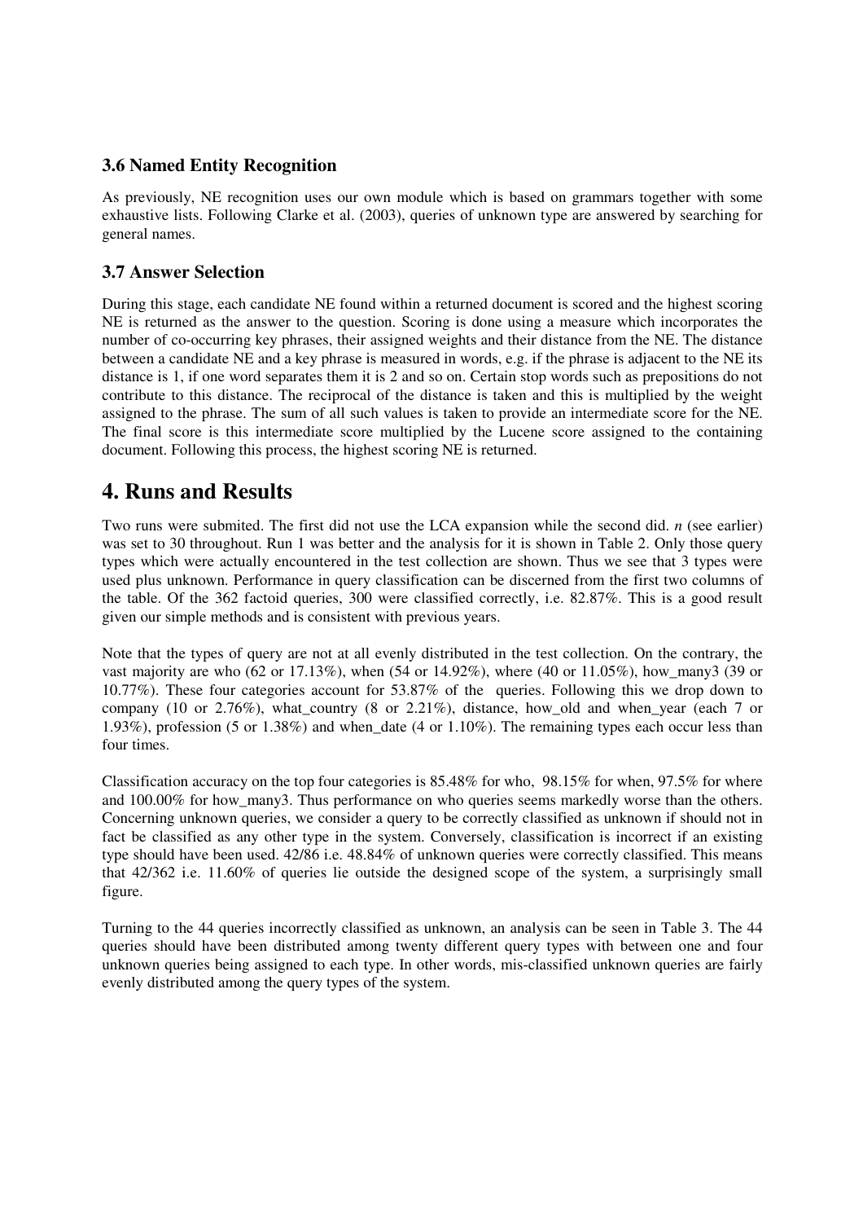### 3.6 Named Entity Recognition

As previously, NE recognition uses our own module which is based on grammars together with some exhaustive lists. Following Clarke et al. (2003), queries of unknown type are answered by searching for general names.

### 3.7 Answer Selection

During this stage, each candidate NE found within a returned document is scored and the highest scoring NE is returned as the answer to the question. Scoring is done using a measure which incorporates the number of co-occurring key phrases, their assigned weights and their distance from the NE. The distance between a candidate NE and a key phrase is measured in words, e.g. if the phrase is adjacent to the NE its distance is 1, if one word separates them it is 2 and so on. Certain stop words such as prepositions do not contribute to this distance. The reciprocal of the distance is taken and this is multiplied by the weight assigned to the phrase. The sum of all such values is taken to provide an intermediate score for the NE. The final score is this intermediate score multiplied by the Lucene score assigned to the containing document. Following this process, the highest scoring NE is returned.

## 4. Runs and Results

Two runs were submited. The first did not use the LCA expansion while the second did. *n* (see earlier) was set to 30 throughout. Run 1 was better and the analysis for it is shown in Table 2. Only those query types which were actually encountered in the test collection are shown. Thus we see that 3 types were used plus unknown. Performance in query classification can be discerned from the first two columns of the table. Of the 362 factoid queries, 300 were classified correctly, i.e. 82.87%. This is a good result given our simple methods and is consistent with previous years.

Note that the types of query are not at all evenly distributed in the test collection. On the contrary, the vast majority are who (62 or 17.13%), when (54 or 14.92%), where (40 or 11.05%), how_many3 (39 or 10.77%). These four categories account for 53.87% of the queries. Following this we drop down to company (10 or 2.76%), what_country (8 or 2.21%), distance, how_old and when_year (each 7 or 1.93%), profession (5 or 1.38%) and when_date (4 or 1.10%). The remaining types each occur less than four times.

Classification accuracy on the top four categories is 85.48% for who, 98.15% for when, 97.5% for where and 100.00% for how_many3. Thus performance on who queries seems markedly worse than the others. Concerning unknown queries, we consider a query to be correctly classified as unknown if should not in fact be classified as any other type in the system. Conversely, classification is incorrect if an existing type should have been used. 42/86 i.e. 48.84% of unknown queries were correctly classified. This means that 42/362 i.e. 11.60% of queries lie outside the designed scope of the system, a surprisingly small figure.

Turning to the 44 queries incorrectly classified as unknown, an analysis can be seen in Table 3. The 44 queries should have been distributed among twenty different query types with between one and four unknown queries being assigned to each type. In other words, mis-classified unknown queries are fairly evenly distributed among the query types of the system.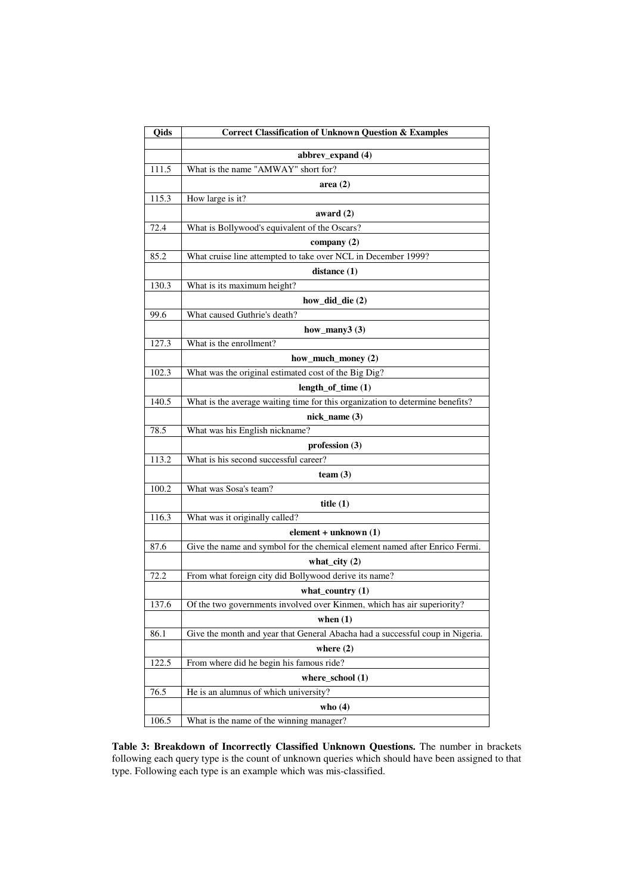| Qids | Correct Classification of Unknown Question & Examples |
|---|---|
| | |
| | **abbrev_expand (4)** |
| 111.5 | What is the name "AMWAY" short for? |
| | **area (2)** |
| 115.3 | How large is it? |
| | **award (2)** |
| 72.4 | What is Bollywood's equivalent of the Oscars? |
| | **company (2)** |
| 85.2 | What cruise line attempted to take over NCL in December 1999? |
| | **distance (1)** |
| 130.3 | What is its maximum height? |
| | **how_did_die (2)** |
| 99.6 | What caused Guthrie's death? |
| | **how_many3 (3)** |
| 127.3 | What is the enrollment? |
| | **how_much_money (2)** |
| 102.3 | What was the original estimated cost of the Big Dig? |
| | **length_of_time (1)** |
| 140.5 | What is the average waiting time for this organization to determine benefits? |
| | **nick_name (3)** |
| 78.5 | What was his English nickname? |
| | **profession (3)** |
| 113.2 | What is his second successful career? |
| | **team (3)** |
| 100.2 | What was Sosa's team? |
| | **title (1)** |
| 116.3 | What was it originally called? |
| | **element + unknown (1)** |
| 87.6 | Give the name and symbol for the chemical element named after Enrico Fermi. |
| | **what_city (2)** |
| 72.2 | From what foreign city did Bollywood derive its name? |
| | **what_country (1)** |
| 137.6 | Of the two governments involved over Kinmen, which has air superiority? |
| | **when (1)** |
| 86.1 | Give the month and year that General Abacha had a successful coup in Nigeria. |
| | **where (2)** |
| 122.5 | From where did he begin his famous ride? |
| | **where_school (1)** |
| 76.5 | He is an alumnus of which university? |
| | **who (4)** |
| 106.5 | What is the name of the winning manager? |

**Table 3: Breakdown of Incorrectly Classified Unknown Questions.** The number in brackets following each query type is the count of unknown queries which should have been assigned to that type. Following each type is an example which was mis-classified.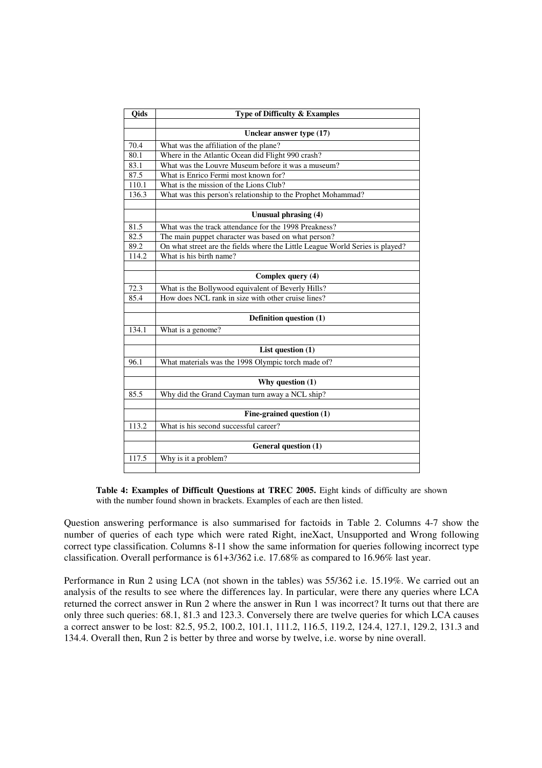| Qids | Type of Difficulty & Examples |
|---|---|
| | |
| | **Unclear answer type (17)** |
| 70.4 | What was the affiliation of the plane? |
| 80.1 | Where in the Atlantic Ocean did Flight 990 crash? |
| 83.1 | What was the Louvre Museum before it was a museum? |
| 87.5 | What is Enrico Fermi most known for? |
| 110.1 | What is the mission of the Lions Club? |
| 136.3 | What was this person's relationship to the Prophet Mohammad? |
| | |
| | **Unusual phrasing (4)** |
| 81.5 | What was the track attendance for the 1998 Preakness? |
| 82.5 | The main puppet character was based on what person? |
| 89.2 | On what street are the fields where the Little League World Series is played? |
| 114.2 | What is his birth name? |
| | |
| | **Complex query (4)** |
| 72.3 | What is the Bollywood equivalent of Beverly Hills? |
| 85.4 | How does NCL rank in size with other cruise lines? |
| | |
| | **Definition question (1)** |
| 134.1 | What is a genome? |
| | |
| | **List question (1)** |
| 96.1 | What materials was the 1998 Olympic torch made of? |
| | |
| | **Why question (1)** |
| 85.5 | Why did the Grand Cayman turn away a NCL ship? |
| | |
| | **Fine-grained question (1)** |
| 113.2 | What is his second successful career? |
| | |
| | **General question (1)** |
| 117.5 | Why is it a problem? |
| | |

**Table 4: Examples of Difficult Questions at TREC 2005.** Eight kinds of difficulty are shown with the number found shown in brackets. Examples of each are then listed.

Question answering performance is also summarised for factoids in Table 2. Columns 4-7 show the number of queries of each type which were rated Right, ineXact, Unsupported and Wrong following correct type classification. Columns 8-11 show the same information for queries following incorrect type classification. Overall performance is 61+3/362 i.e. 17.68% as compared to 16.96% last year.

Performance in Run 2 using LCA (not shown in the tables) was 55/362 i.e. 15.19%. We carried out an analysis of the results to see where the differences lay. In particular, were there any queries where LCA returned the correct answer in Run 2 where the answer in Run 1 was incorrect? It turns out that there are only three such queries: 68.1, 81.3 and 123.3. Conversely there are twelve queries for which LCA causes a correct answer to be lost: 82.5, 95.2, 100.2, 101.1, 111.2, 116.5, 119.2, 124.4, 127.1, 129.2, 131.3 and 134.4. Overall then, Run 2 is better by three and worse by twelve, i.e. worse by nine overall.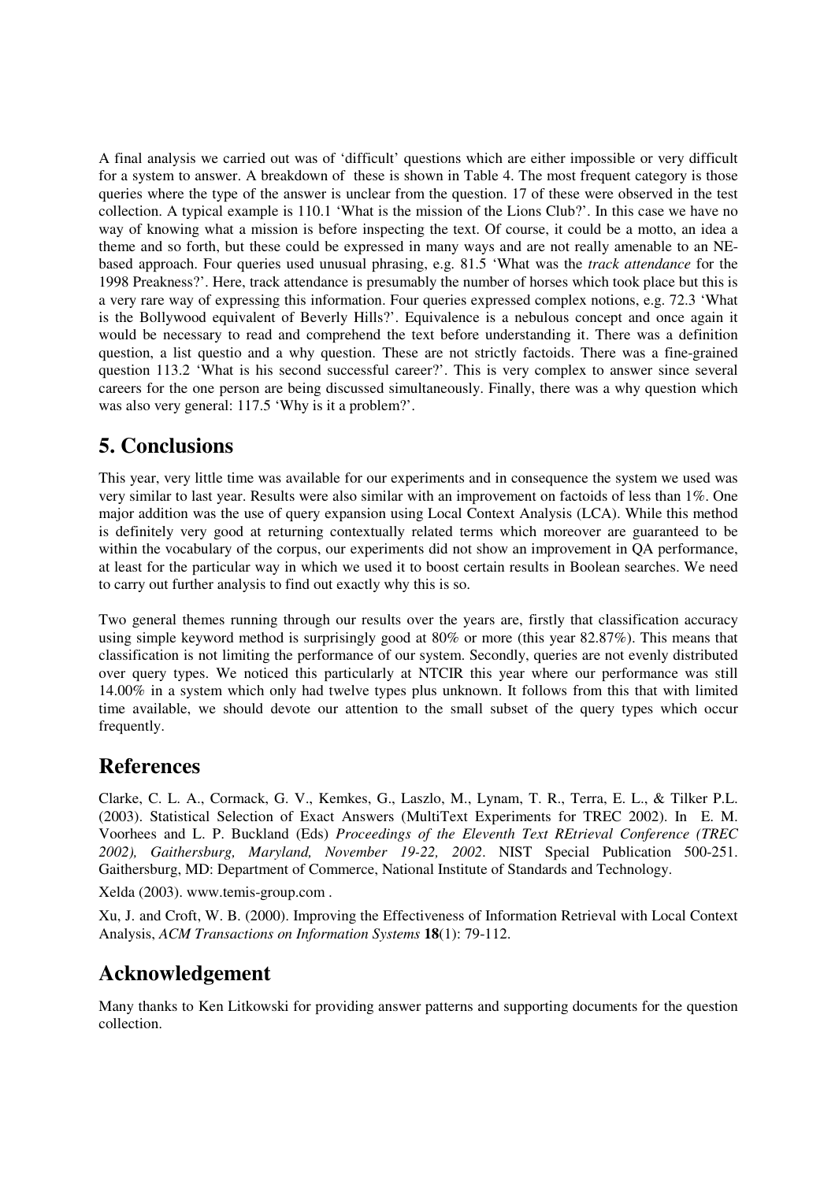A final analysis we carried out was of 'difficult' questions which are either impossible or very difficult for a system to answer. A breakdown of these is shown in Table 4. The most frequent category is those queries where the type of the answer is unclear from the question. 17 of these were observed in the test collection. A typical example is 110.1 'What is the mission of the Lions Club?'. In this case we have no way of knowing what a mission is before inspecting the text. Of course, it could be a motto, an idea a theme and so forth, but these could be expressed in many ways and are not really amenable to an NE-based approach. Four queries used unusual phrasing, e.g. 81.5 'What was the *track attendance* for the 1998 Preakness?'. Here, track attendance is presumably the number of horses which took place but this is a very rare way of expressing this information. Four queries expressed complex notions, e.g. 72.3 'What is the Bollywood equivalent of Beverly Hills?'. Equivalence is a nebulous concept and once again it would be necessary to read and comprehend the text before understanding it. There was a definition question, a list questio and a why question. These are not strictly factoids. There was a fine-grained question 113.2 'What is his second successful career?'. This is very complex to answer since several careers for the one person are being discussed simultaneously. Finally, there was a why question which was also very general: 117.5 'Why is it a problem?'.

## 5. Conclusions

This year, very little time was available for our experiments and in consequence the system we used was very similar to last year. Results were also similar with an improvement on factoids of less than 1%. One major addition was the use of query expansion using Local Context Analysis (LCA). While this method is definitely very good at returning contextually related terms which moreover are guaranteed to be within the vocabulary of the corpus, our experiments did not show an improvement in QA performance, at least for the particular way in which we used it to boost certain results in Boolean searches. We need to carry out further analysis to find out exactly why this is so.

Two general themes running through our results over the years are, firstly that classification accuracy using simple keyword method is surprisingly good at 80% or more (this year 82.87%). This means that classification is not limiting the performance of our system. Secondly, queries are not evenly distributed over query types. We noticed this particularly at NTCIR this year where our performance was still 14.00% in a system which only had twelve types plus unknown. It follows from this that with limited time available, we should devote our attention to the small subset of the query types which occur frequently.

## References

Clarke, C. L. A., Cormack, G. V., Kemkes, G., Laszlo, M., Lynam, T. R., Terra, E. L., & Tilker P.L. (2003). Statistical Selection of Exact Answers (MultiText Experiments for TREC 2002). In E. M. Voorhees and L. P. Buckland (Eds) *Proceedings of the Eleventh Text REtrieval Conference (TREC 2002), Gaithersburg, Maryland, November 19-22, 2002*. NIST Special Publication 500-251. Gaithersburg, MD: Department of Commerce, National Institute of Standards and Technology.

Xelda (2003). www.temis-group.com .

Xu, J. and Croft, W. B. (2000). Improving the Effectiveness of Information Retrieval with Local Context Analysis, *ACM Transactions on Information Systems* **18**(1): 79-112.

## Acknowledgement

Many thanks to Ken Litkowski for providing answer patterns and supporting documents for the question collection.